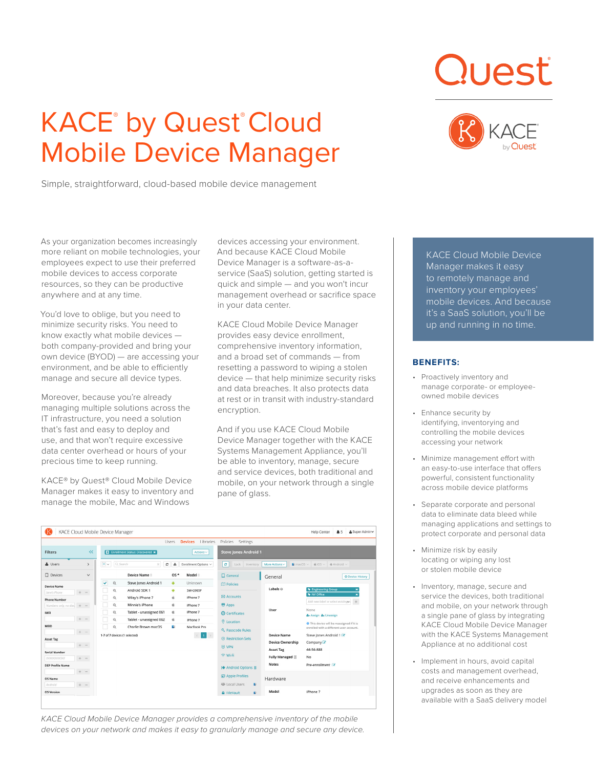# KACE® by Quest® Cloud Mobile Device Manager

Simple, straightforward, cloud-based mobile device management

As your organization becomes increasingly more reliant on mobile technologies, your employees expect to use their preferred mobile devices to access corporate resources, so they can be productive anywhere and at any time.

You'd love to oblige, but you need to minimize security risks. You need to know exactly what mobile devices — both company-provided and bring your own device (BYOD) — are accessing your environment, and be able to efficiently manage and secure all device types.

Moreover, because you're already managing multiple solutions across the IT infrastructure, you need a solution that's fast and easy to deploy and use, and that won't require excessive data center overhead or hours of your precious time to keep running.

KACE® by Quest® Cloud Mobile Device Manager makes it easy to inventory and manage the mobile, Mac and Windows devices accessing your environment. And because KACE Cloud Mobile Device Manager is a software-as-a-service (SaaS) solution, getting started is quick and simple — and you won't incur management overhead or sacrifice space in your data center.

KACE Cloud Mobile Device Manager provides easy device enrollment, comprehensive inventory information, and a broad set of commands — from resetting a password to wiping a stolen device — that help minimize security risks and data breaches. It also protects data at rest or in transit with industry-standard encryption.

And if you use KACE Cloud Mobile Device Manager together with the KACE Systems Management Appliance, you'll be able to inventory, manage, secure and service devices, both traditional and mobile, on your network through a single pane of glass.

*KACE Cloud Mobile Device Manager provides a comprehensive inventory of the mobile devices on your network and makes it easy to granularly manage and secure any device.*

KACE Cloud Mobile Device Manager makes it easy to remotely manage and inventory your employees' mobile devices. And because it's a SaaS solution, you'll be up and running in no time.

## BENEFITS:

- Proactively inventory and manage corporate- or employee-owned mobile devices
- Enhance security by identifying, inventorying and controlling the mobile devices accessing your network
- Minimize management effort with an easy-to-use interface that offers powerful, consistent functionality across mobile device platforms
- Separate corporate and personal data to eliminate data bleed while managing applications and settings to protect corporate and personal data
- Minimize risk by easily locating or wiping any lost or stolen mobile device
- Inventory, manage, secure and service the devices, both traditional and mobile, on your network through a single pane of glass by integrating KACE Cloud Mobile Device Manager with the KACE Systems Management Appliance at no additional cost
- Implement in hours, avoid capital costs and management overhead, and receive enhancements and upgrades as soon as they are available with a SaaS delivery model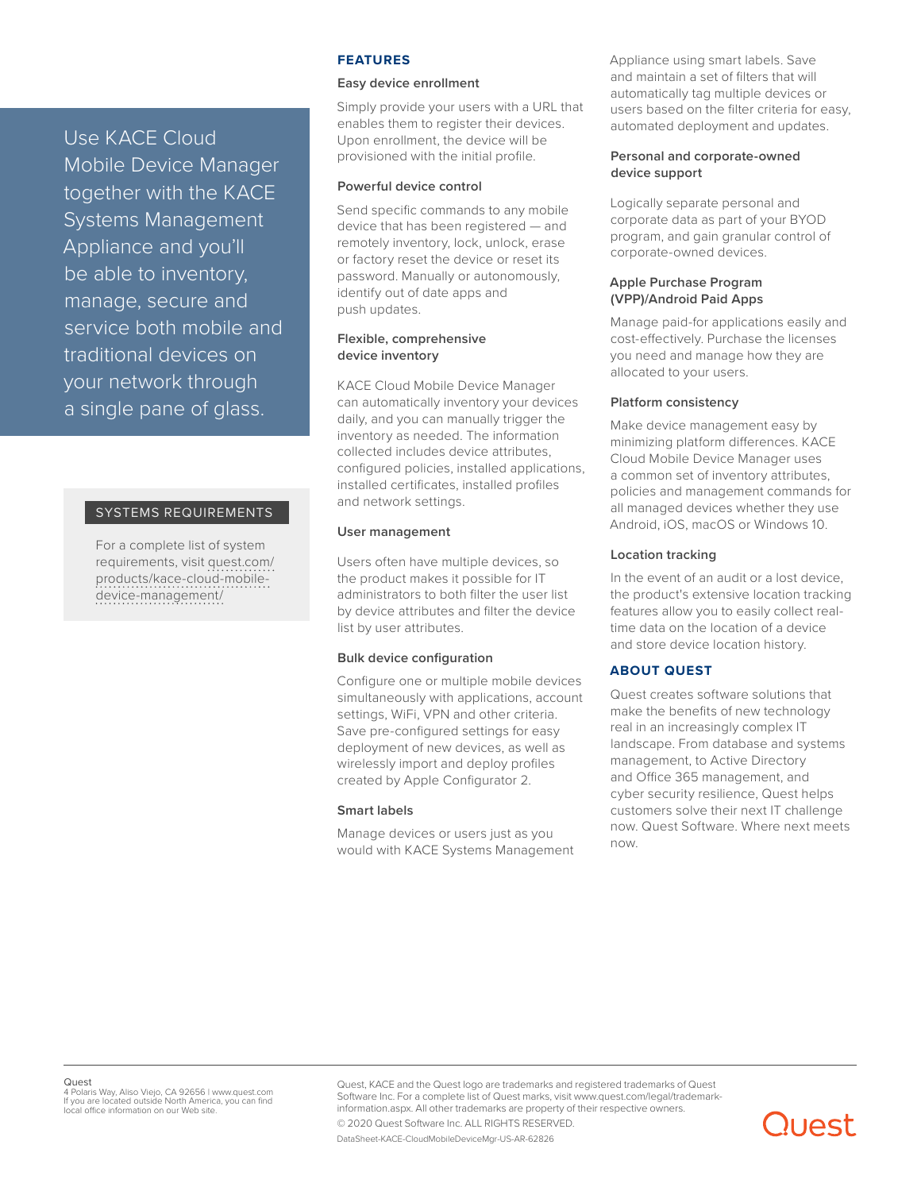Use KACE Cloud Mobile Device Manager together with the KACE Systems Management Appliance and you'll be able to inventory, manage, secure and service both mobile and traditional devices on your network through a single pane of glass.

## SYSTEMS REQUIREMENTS

For a complete list of system requirements, visit quest.com/products/kace-cloud-mobile-device-management/

## FEATURES

### Easy device enrollment

Simply provide your users with a URL that enables them to register their devices. Upon enrollment, the device will be provisioned with the initial profile.

### Powerful device control

Send specific commands to any mobile device that has been registered — and remotely inventory, lock, unlock, erase or factory reset the device or reset its password. Manually or autonomously, identify out of date apps and push updates.

### Flexible, comprehensive device inventory

KACE Cloud Mobile Device Manager can automatically inventory your devices daily, and you can manually trigger the inventory as needed. The information collected includes device attributes, configured policies, installed applications, installed certificates, installed profiles and network settings.

### User management

Users often have multiple devices, so the product makes it possible for IT administrators to both filter the user list by device attributes and filter the device list by user attributes.

### Bulk device configuration

Configure one or multiple mobile devices simultaneously with applications, account settings, WiFi, VPN and other criteria. Save pre-configured settings for easy deployment of new devices, as well as wirelessly import and deploy profiles created by Apple Configurator 2.

### Smart labels

Manage devices or users just as you would with KACE Systems Management Appliance using smart labels. Save and maintain a set of filters that will automatically tag multiple devices or users based on the filter criteria for easy, automated deployment and updates.

### Personal and corporate-owned device support

Logically separate personal and corporate data as part of your BYOD program, and gain granular control of corporate-owned devices.

### Apple Purchase Program (VPP)/Android Paid Apps

Manage paid-for applications easily and cost-effectively. Purchase the licenses you need and manage how they are allocated to your users.

### Platform consistency

Make device management easy by minimizing platform differences. KACE Cloud Mobile Device Manager uses a common set of inventory attributes, policies and management commands for all managed devices whether they use Android, iOS, macOS or Windows 10.

### Location tracking

In the event of an audit or a lost device, the product's extensive location tracking features allow you to easily collect real-time data on the location of a device and store device location history.

## ABOUT QUEST

Quest creates software solutions that make the benefits of new technology real in an increasingly complex IT landscape. From database and systems management, to Active Directory and Office 365 management, and cyber security resilience, Quest helps customers solve their next IT challenge now. Quest Software. Where next meets now.

Quest
4 Polaris Way, Aliso Viejo, CA 92656 | www.quest.com
If you are located outside North America, you can find local office information on our Web site.

Quest, KACE and the Quest logo are trademarks and registered trademarks of Quest Software Inc. For a complete list of Quest marks, visit www.quest.com/legal/trademark-information.aspx. All other trademarks are property of their respective owners.

© 2020 Quest Software Inc. ALL RIGHTS RESERVED.

DataSheet-KACE-CloudMobileDeviceMgr-US-AR-62826